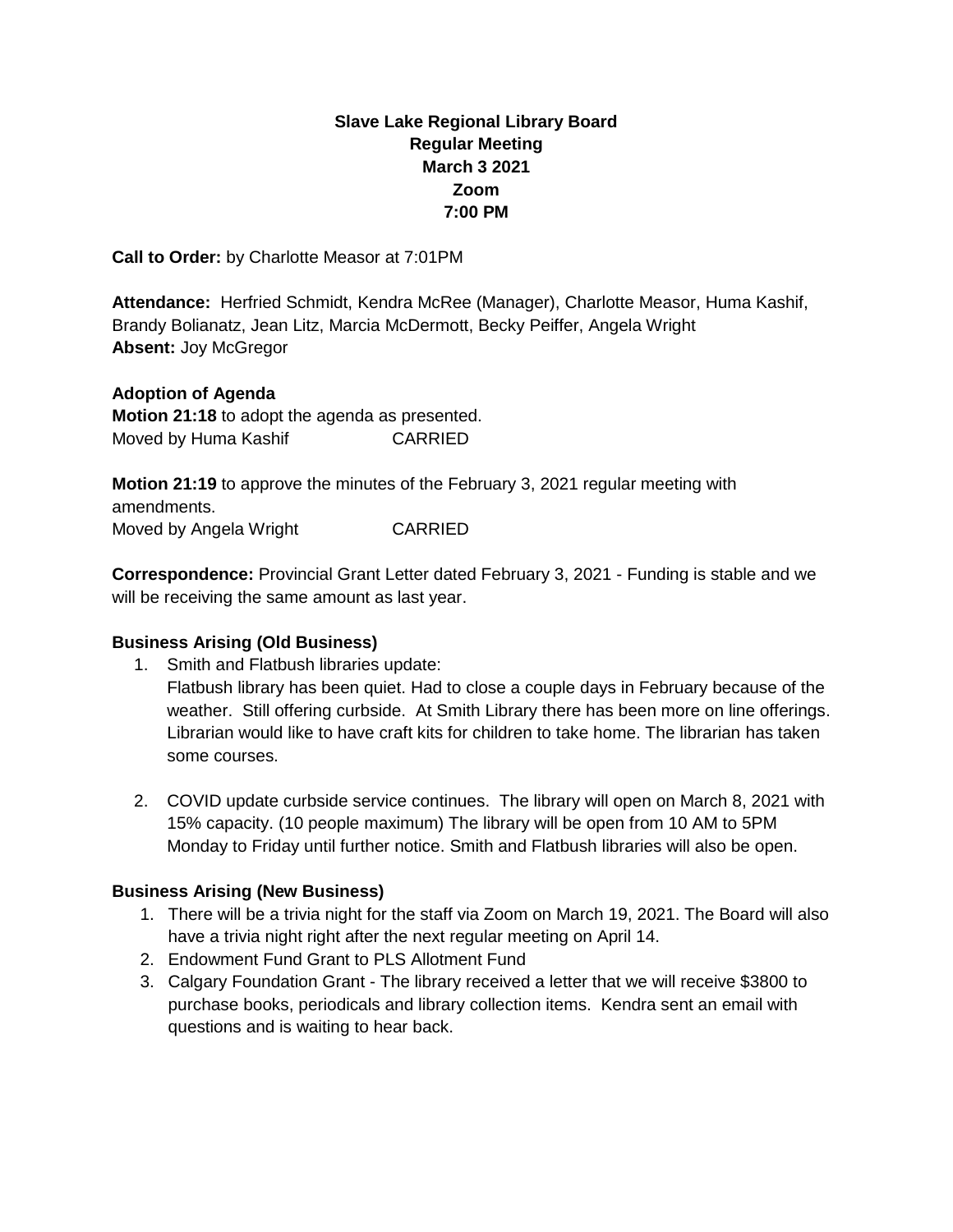**Slave Lake Regional Library Board**
**Regular Meeting**
**March 3 2021**
**Zoom**
**7:00 PM**

**Call to Order:** by Charlotte Measor at 7:01PM

**Attendance:** Herfried Schmidt, Kendra McRee (Manager), Charlotte Measor, Huma Kashif, Brandy Bolianatz, Jean Litz, Marcia McDermott, Becky Peiffer, Angela Wright
**Absent:** Joy McGregor

**Adoption of Agenda**
**Motion 21:18** to adopt the agenda as presented.
Moved by Huma Kashif CARRIED

**Motion 21:19** to approve the minutes of the February 3, 2021 regular meeting with amendments.
Moved by Angela Wright CARRIED

**Correspondence:** Provincial Grant Letter dated February 3, 2021 - Funding is stable and we will be receiving the same amount as last year.

**Business Arising (Old Business)**

1. Smith and Flatbush libraries update:
   Flatbush library has been quiet. Had to close a couple days in February because of the weather. Still offering curbside. At Smith Library there has been more on line offerings. Librarian would like to have craft kits for children to take home. The librarian has taken some courses.

2. COVID update curbside service continues. The library will open on March 8, 2021 with 15% capacity. (10 people maximum) The library will be open from 10 AM to 5PM Monday to Friday until further notice. Smith and Flatbush libraries will also be open.

**Business Arising (New Business)**

1. There will be a trivia night for the staff via Zoom on March 19, 2021. The Board will also have a trivia night right after the next regular meeting on April 14.
2. Endowment Fund Grant to PLS Allotment Fund
3. Calgary Foundation Grant - The library received a letter that we will receive $3800 to purchase books, periodicals and library collection items. Kendra sent an email with questions and is waiting to hear back.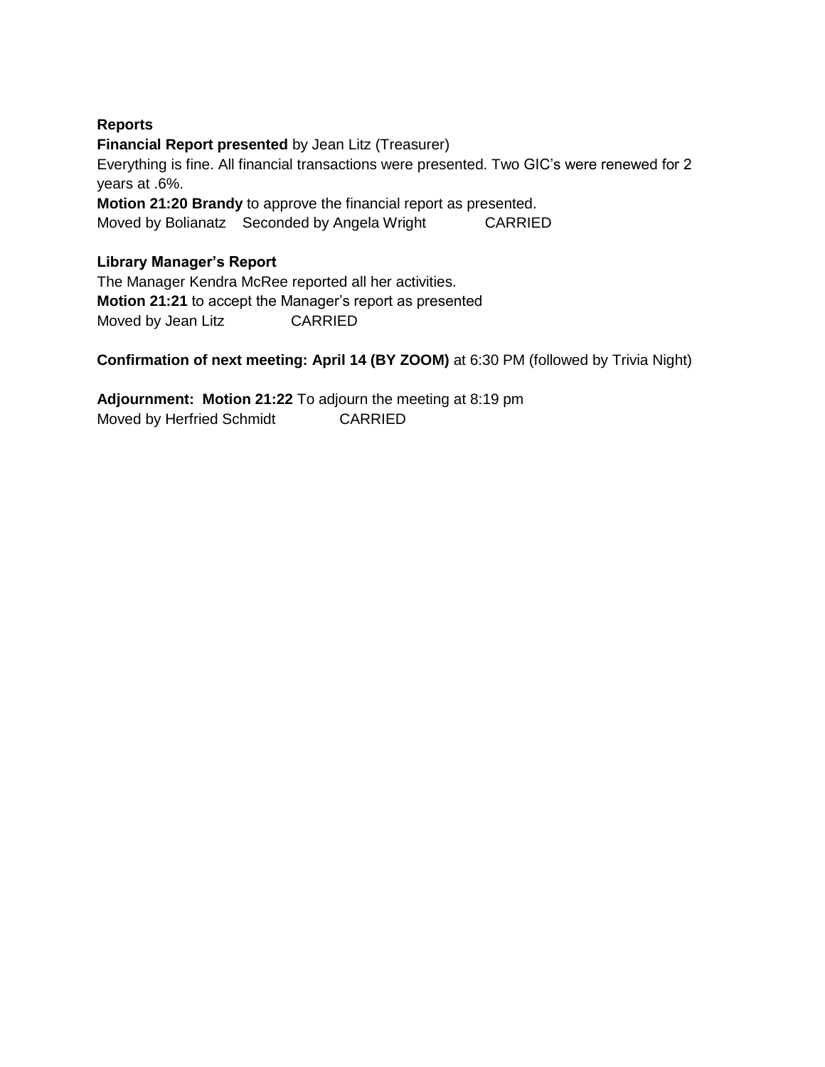**Reports**

**Financial Report presented** by Jean Litz (Treasurer)

Everything is fine. All financial transactions were presented. Two GIC's were renewed for 2 years at .6%.

**Motion 21:20 Brandy** to approve the financial report as presented.

Moved by Bolianatz  Seconded by Angela Wright  CARRIED

**Library Manager's Report**

The Manager Kendra McRee reported all her activities.

**Motion 21:21** to accept the Manager's report as presented

Moved by Jean Litz  CARRIED

**Confirmation of next meeting: April 14 (BY ZOOM)** at 6:30 PM (followed by Trivia Night)

**Adjournment: Motion 21:22** To adjourn the meeting at 8:19 pm

Moved by Herfried Schmidt  CARRIED